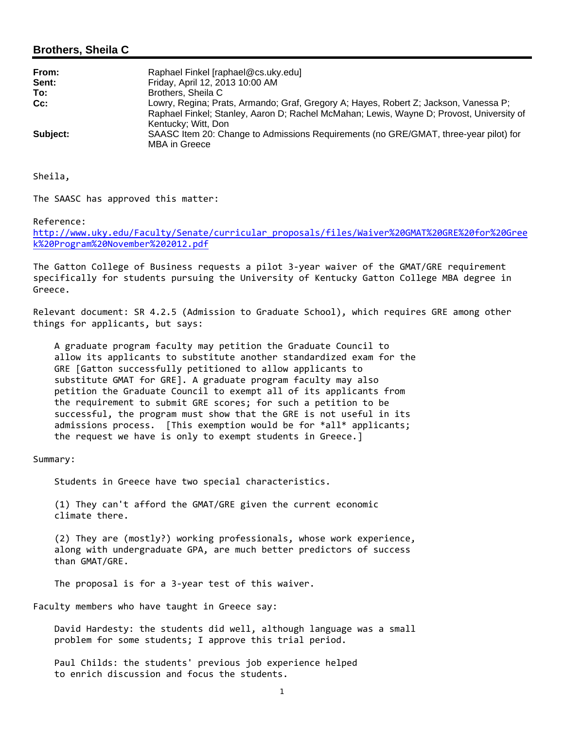## Brothers, Sheila C

| | |
|---|---|
| **From:** | Raphael Finkel [raphael@cs.uky.edu] |
| **Sent:** | Friday, April 12, 2013 10:00 AM |
| **To:** | Brothers, Sheila C |
| **Cc:** | Lowry, Regina; Prats, Armando; Graf, Gregory A; Hayes, Robert Z; Jackson, Vanessa P; Raphael Finkel; Stanley, Aaron D; Rachel McMahan; Lewis, Wayne D; Provost, University of Kentucky; Witt, Don |
| **Subject:** | SAASC Item 20: Change to Admissions Requirements (no GRE/GMAT, three-year pilot) for MBA in Greece |

Sheila,

The SAASC has approved this matter:

Reference:
http://www.uky.edu/Faculty/Senate/curricular_proposals/files/Waiver%20GMAT%20GRE%20for%20Greek%20Program%20November%202012.pdf

The Gatton College of Business requests a pilot 3-year waiver of the GMAT/GRE requirement specifically for students pursuing the University of Kentucky Gatton College MBA degree in Greece.

Relevant document: SR 4.2.5 (Admission to Graduate School), which requires GRE among other things for applicants, but says:

> A graduate program faculty may petition the Graduate Council to allow its applicants to substitute another standardized exam for the GRE [Gatton successfully petitioned to allow applicants to substitute GMAT for GRE]. A graduate program faculty may also petition the Graduate Council to exempt all of its applicants from the requirement to submit GRE scores; for such a petition to be successful, the program must show that the GRE is not useful in its admissions process. [This exemption would be for *all* applicants; the request we have is only to exempt students in Greece.]

Summary:

> Students in Greece have two special characteristics.
>
> (1) They can't afford the GMAT/GRE given the current economic climate.
>
> (2) They are (mostly?) working professionals, whose work experience, along with undergraduate GPA, are much better predictors of success than GMAT/GRE.
>
> The proposal is for a 3-year test of this waiver.

Faculty members who have taught in Greece say:

> David Hardesty: the students did well, although language was a small problem for some students; I approve this trial period.
>
> Paul Childs: the students' previous job experience helped to enrich discussion and focus the students.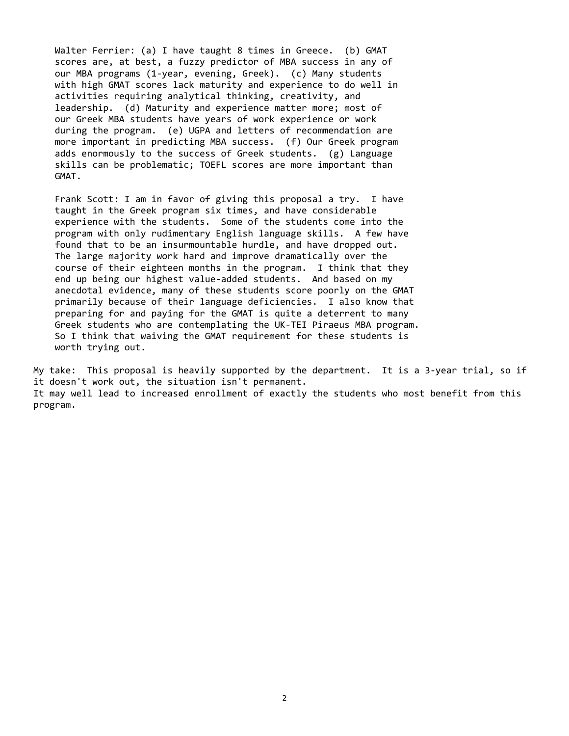Walter Ferrier: (a) I have taught 8 times in Greece. (b) GMAT scores are, at best, a fuzzy predictor of MBA success in any of our MBA programs (1-year, evening, Greek). (c) Many students with high GMAT scores lack maturity and experience to do well in activities requiring analytical thinking, creativity, and leadership. (d) Maturity and experience matter more; most of our Greek MBA students have years of work experience or work during the program. (e) UGPA and letters of recommendation are more important in predicting MBA success. (f) Our Greek program adds enormously to the success of Greek students. (g) Language skills can be problematic; TOEFL scores are more important than GMAT.

Frank Scott: I am in favor of giving this proposal a try. I have taught in the Greek program six times, and have considerable experience with the students. Some of the students come into the program with only rudimentary English language skills. A few have found that to be an insurmountable hurdle, and have dropped out. The large majority work hard and improve dramatically over the course of their eighteen months in the program. I think that they end up being our highest value-added students. And based on my anecdotal evidence, many of these students score poorly on the GMAT primarily because of their language deficiencies. I also know that preparing for and paying for the GMAT is quite a deterrent to many Greek students who are contemplating the UK-TEI Piraeus MBA program. So I think that waiving the GMAT requirement for these students is worth trying out.

My take: This proposal is heavily supported by the department. It is a 3-year trial, so if it doesn't work out, the situation isn't permanent.
It may well lead to increased enrollment of exactly the students who most benefit from this program.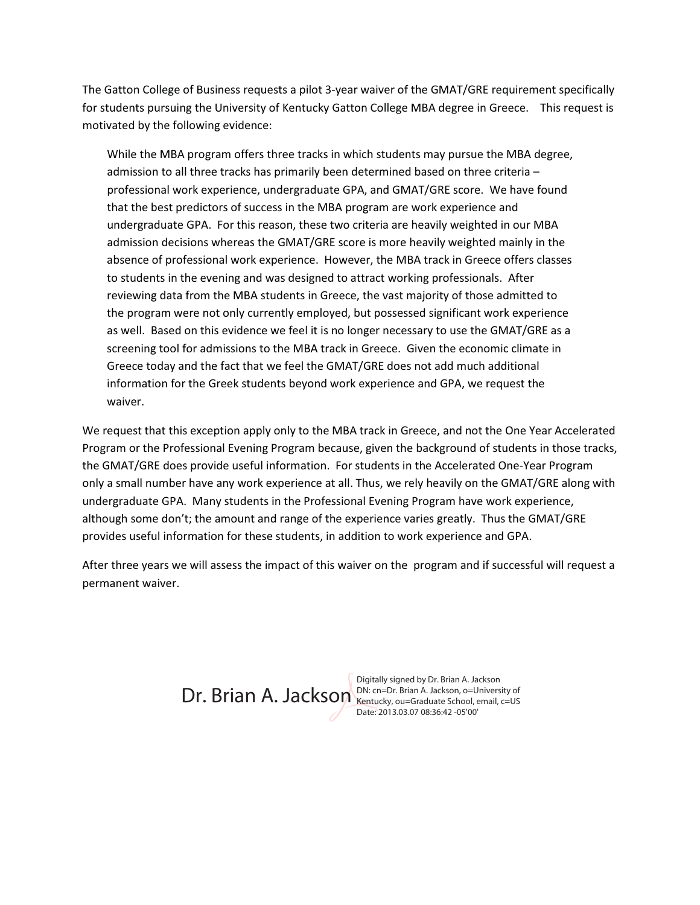The Gatton College of Business requests a pilot 3-year waiver of the GMAT/GRE requirement specifically for students pursuing the University of Kentucky Gatton College MBA degree in Greece. This request is motivated by the following evidence:

> While the MBA program offers three tracks in which students may pursue the MBA degree, admission to all three tracks has primarily been determined based on three criteria – professional work experience, undergraduate GPA, and GMAT/GRE score. We have found that the best predictors of success in the MBA program are work experience and undergraduate GPA. For this reason, these two criteria are heavily weighted in our MBA admission decisions whereas the GMAT/GRE score is more heavily weighted mainly in the absence of professional work experience. However, the MBA track in Greece offers classes to students in the evening and was designed to attract working professionals. After reviewing data from the MBA students in Greece, the vast majority of those admitted to the program were not only currently employed, but possessed significant work experience as well. Based on this evidence we feel it is no longer necessary to use the GMAT/GRE as a screening tool for admissions to the MBA track in Greece. Given the economic climate in Greece today and the fact that we feel the GMAT/GRE does not add much additional information for the Greek students beyond work experience and GPA, we request the waiver.

We request that this exception apply only to the MBA track in Greece, and not the One Year Accelerated Program or the Professional Evening Program because, given the background of students in those tracks, the GMAT/GRE does provide useful information. For students in the Accelerated One-Year Program only a small number have any work experience at all. Thus, we rely heavily on the GMAT/GRE along with undergraduate GPA. Many students in the Professional Evening Program have work experience, although some don't; the amount and range of the experience varies greatly. Thus the GMAT/GRE provides useful information for these students, in addition to work experience and GPA.

After three years we will assess the impact of this waiver on the program and if successful will request a permanent waiver.

Dr. Brian A. Jackson

Digitally signed by Dr. Brian A. Jackson
DN: cn=Dr. Brian A. Jackson, o=University of Kentucky, ou=Graduate School, email, c=US
Date: 2013.03.07 08:36:42 -05'00'